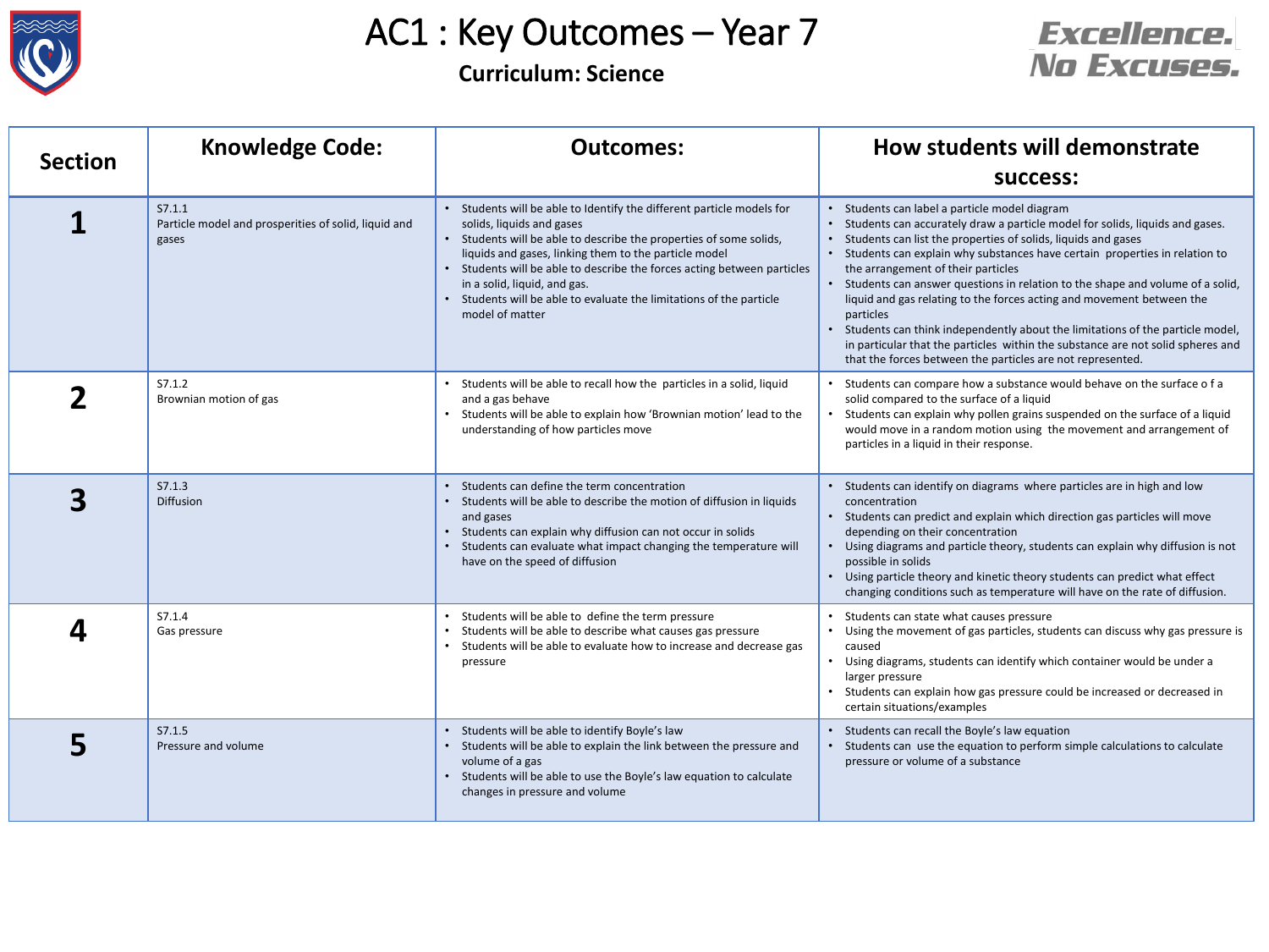# AC1 : Key Outcomes – Year 7

**Curriculum: Science**

Excellence. No Excuses.

| Section | Knowledge Code: | Outcomes: | How students will demonstrate success: |
|---|---|---|---|
| **1** | S7.1.1<br>Particle model and prosperities of solid, liquid and gases | • Students will be able to Identify the different particle models for solids, liquids and gases<br>• Students will be able to describe the properties of some solids, liquids and gases, linking them to the particle model<br>• Students will be able to describe the forces acting between particles in a solid, liquid, and gas.<br>• Students will be able to evaluate the limitations of the particle model of matter | • Students can label a particle model diagram<br>• Students can accurately draw a particle model for solids, liquids and gases.<br>• Students can list the properties of solids, liquids and gases<br>• Students can explain why substances have certain properties in relation to the arrangement of their particles<br>• Students can answer questions in relation to the shape and volume of a solid, liquid and gas relating to the forces acting and movement between the particles<br>• Students can think independently about the limitations of the particle model, in particular that the particles within the substance are not solid spheres and that the forces between the particles are not represented. |
| **2** | S7.1.2<br>Brownian motion of gas | • Students will be able to recall how the particles in a solid, liquid and a gas behave<br>• Students will be able to explain how 'Brownian motion' lead to the understanding of how particles move | • Students can compare how a substance would behave on the surface o f a solid compared to the surface of a liquid<br>• Students can explain why pollen grains suspended on the surface of a liquid would move in a random motion using the movement and arrangement of particles in a liquid in their response. |
| **3** | S7.1.3<br>Diffusion | • Students can define the term concentration<br>• Students will be able to describe the motion of diffusion in liquids and gases<br>• Students can explain why diffusion can not occur in solids<br>• Students can evaluate what impact changing the temperature will have on the speed of diffusion | • Students can identify on diagrams where particles are in high and low concentration<br>• Students can predict and explain which direction gas particles will move depending on their concentration<br>• Using diagrams and particle theory, students can explain why diffusion is not possible in solids<br>• Using particle theory and kinetic theory students can predict what effect changing conditions such as temperature will have on the rate of diffusion. |
| **4** | S7.1.4<br>Gas pressure | • Students will be able to define the term pressure<br>• Students will be able to describe what causes gas pressure<br>• Students will be able to evaluate how to increase and decrease gas pressure | • Students can state what causes pressure<br>• Using the movement of gas particles, students can discuss why gas pressure is caused<br>• Using diagrams, students can identify which container would be under a larger pressure<br>• Students can explain how gas pressure could be increased or decreased in certain situations/examples |
| **5** | S7.1.5<br>Pressure and volume | • Students will be able to identify Boyle's law<br>• Students will be able to explain the link between the pressure and volume of a gas<br>• Students will be able to use the Boyle's law equation to calculate changes in pressure and volume | • Students can recall the Boyle's law equation<br>• Students can use the equation to perform simple calculations to calculate pressure or volume of a substance |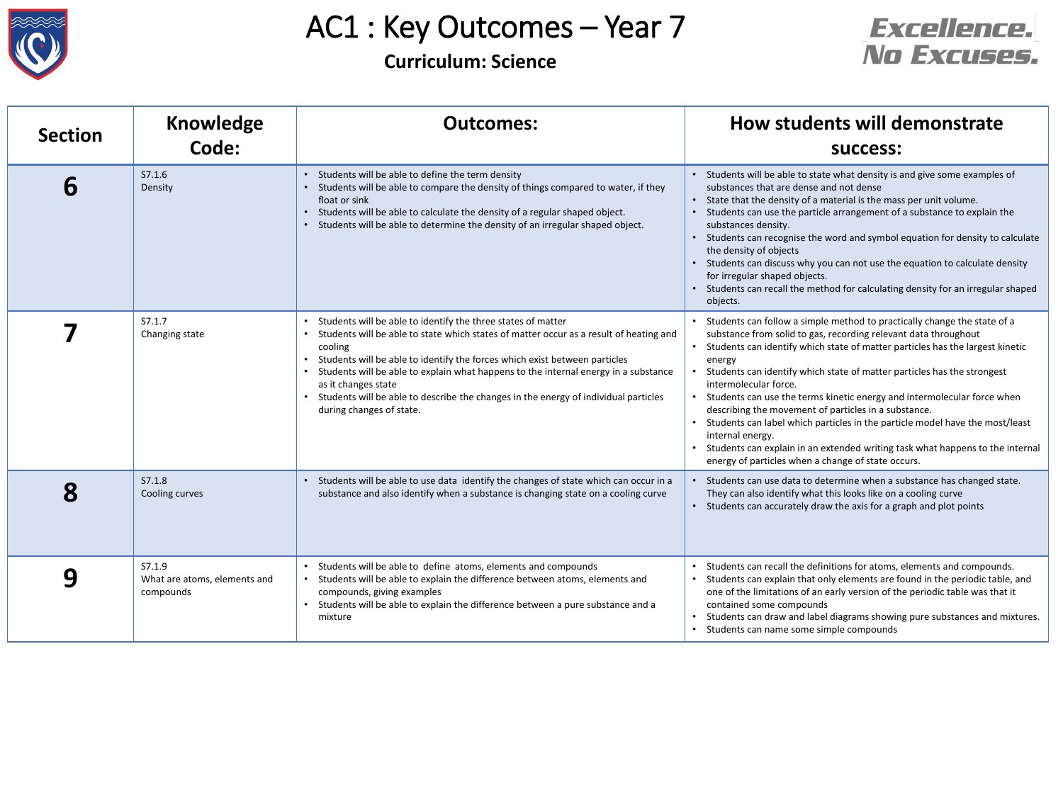# AC1 : Key Outcomes – Year 7

**Curriculum: Science**

Excellence. No Excuses.

| Section | Knowledge Code: | Outcomes: | How students will demonstrate success: |
|---|---|---|---|
| **6** | S7.1.6<br>Density | • Students will be able to define the term density<br>• Students will be able to compare the density of things compared to water, if they float or sink<br>• Students will be able to calculate the density of a regular shaped object.<br>• Students will be able to determine the density of an irregular shaped object. | • Students will be able to state what density is and give some examples of substances that are dense and not dense<br>• State that the density of a material is the mass per unit volume.<br>• Students can use the particle arrangement of a substance to explain the substances density.<br>• Students can recognise the word and symbol equation for density to calculate the density of objects<br>• Students can discuss why you can not use the equation to calculate density for irregular shaped objects.<br>• Students can recall the method for calculating density for an irregular shaped objects. |
| **7** | S7.1.7<br>Changing state | • Students will be able to identify the three states of matter<br>• Students will be able to state which states of matter occur as a result of heating and cooling<br>• Students will be able to identify the forces which exist between particles<br>• Students will be able to explain what happens to the internal energy in a substance as it changes state<br>• Students will be able to describe the changes in the energy of individual particles during changes of state. | • Students can follow a simple method to practically change the state of a substance from solid to gas, recording relevant data throughout<br>• Students can identify which state of matter particles has the largest kinetic energy<br>• Students can identify which state of matter particles has the strongest intermolecular force.<br>• Students can use the terms kinetic energy and intermolecular force when describing the movement of particles in a substance.<br>• Students can label which particles in the particle model have the most/least internal energy.<br>• Students can explain in an extended writing task what happens to the internal energy of particles when a change of state occurs. |
| **8** | S7.1.8<br>Cooling curves | • Students will be able to use data identify the changes of state which can occur in a substance and also identify when a substance is changing state on a cooling curve | • Students can use data to determine when a substance has changed state. They can also identify what this looks like on a cooling curve<br>• Students can accurately draw the axis for a graph and plot points |
| **9** | S7.1.9<br>What are atoms, elements and compounds | • Students will be able to define atoms, elements and compounds<br>• Students will be able to explain the difference between atoms, elements and compounds, giving examples<br>• Students will be able to explain the difference between a pure substance and a mixture | • Students can recall the definitions for atoms, elements and compounds.<br>• Students can explain that only elements are found in the periodic table, and one of the limitations of an early version of the periodic table was that it contained some compounds<br>• Students can draw and label diagrams showing pure substances and mixtures.<br>• Students can name some simple compounds |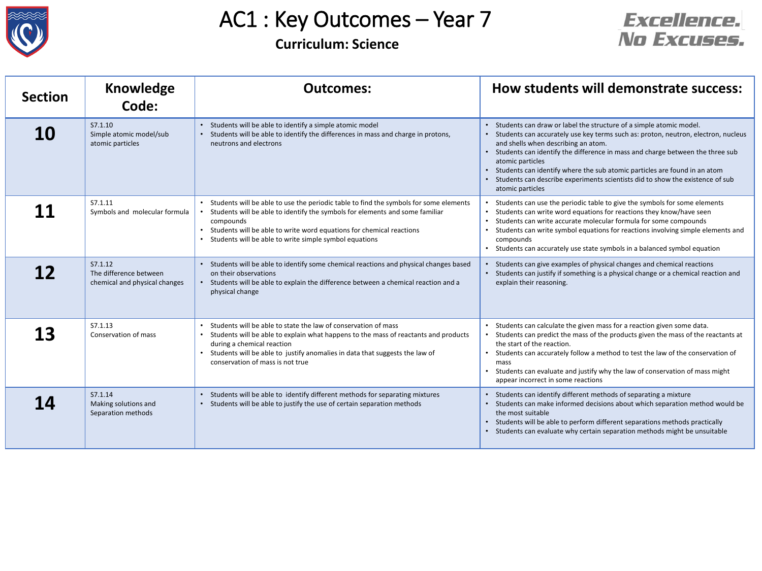# AC1 : Key Outcomes – Year 7

**Curriculum: Science**

Excellence. No Excuses.

| Section | Knowledge Code: | Outcomes: | How students will demonstrate success: |
|---|---|---|---|
| **10** | S7.1.10 Simple atomic model/sub atomic particles | • Students will be able to identify a simple atomic model<br>• Students will be able to identify the differences in mass and charge in protons, neutrons and electrons | • Students can draw or label the structure of a simple atomic model.<br>• Students can accurately use key terms such as: proton, neutron, electron, nucleus and shells when describing an atom.<br>• Students can identify the difference in mass and charge between the three sub atomic particles<br>• Students can identify where the sub atomic particles are found in an atom<br>• Students can describe experiments scientists did to show the existence of sub atomic particles |
| **11** | S7.1.11 Symbols and molecular formula | • Students will be able to use the periodic table to find the symbols for some elements<br>• Students will be able to identify the symbols for elements and some familiar compounds<br>• Students will be able to write word equations for chemical reactions<br>• Students will be able to write simple symbol equations | • Students can use the periodic table to give the symbols for some elements<br>• Students can write word equations for reactions they know/have seen<br>• Students can write accurate molecular formula for some compounds<br>• Students can write symbol equations for reactions involving simple elements and compounds<br>• Students can accurately use state symbols in a balanced symbol equation |
| **12** | S7.1.12 The difference between chemical and physical changes | • Students will be able to identify some chemical reactions and physical changes based on their observations<br>• Students will be able to explain the difference between a chemical reaction and a physical change | • Students can give examples of physical changes and chemical reactions<br>• Students can justify if something is a physical change or a chemical reaction and explain their reasoning. |
| **13** | S7.1.13 Conservation of mass | • Students will be able to state the law of conservation of mass<br>• Students will be able to explain what happens to the mass of reactants and products during a chemical reaction<br>• Students will be able to justify anomalies in data that suggests the law of conservation of mass is not true | • Students can calculate the given mass for a reaction given some data.<br>• Students can predict the mass of the products given the mass of the reactants at the start of the reaction.<br>• Students can accurately follow a method to test the law of the conservation of mass<br>• Students can evaluate and justify why the law of conservation of mass might appear incorrect in some reactions |
| **14** | S7.1.14 Making solutions and Separation methods | • Students will be able to identify different methods for separating mixtures<br>• Students will be able to justify the use of certain separation methods | • Students can identify different methods of separating a mixture<br>• Students can make informed decisions about which separation method would be the most suitable<br>• Students will be able to perform different separations methods practically<br>• Students can evaluate why certain separation methods might be unsuitable |